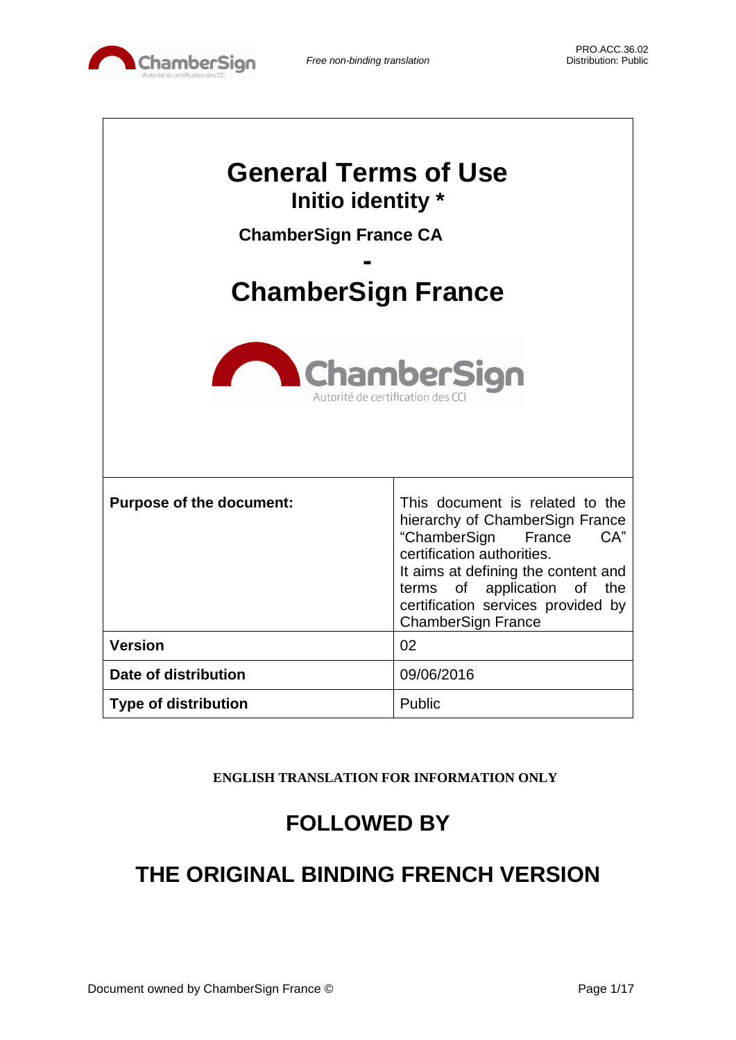*Free non-binding translation*

PRO.ACC.36.02
Distribution: Public

# General Terms of Use
## Initio identity *

### ChamberSign France CA

### -

# ChamberSign France

| **Purpose of the document:** | This document is related to the hierarchy of ChamberSign France "ChamberSign France CA" certification authorities. It aims at defining the content and terms of application of the certification services provided by ChamberSign France |
|---|---|
| **Version** | 02 |
| **Date of distribution** | 09/06/2016 |
| **Type of distribution** | Public |

**ENGLISH TRANSLATION FOR INFORMATION ONLY**

## FOLLOWED BY

## THE ORIGINAL BINDING FRENCH VERSION

Document owned by ChamberSign France ©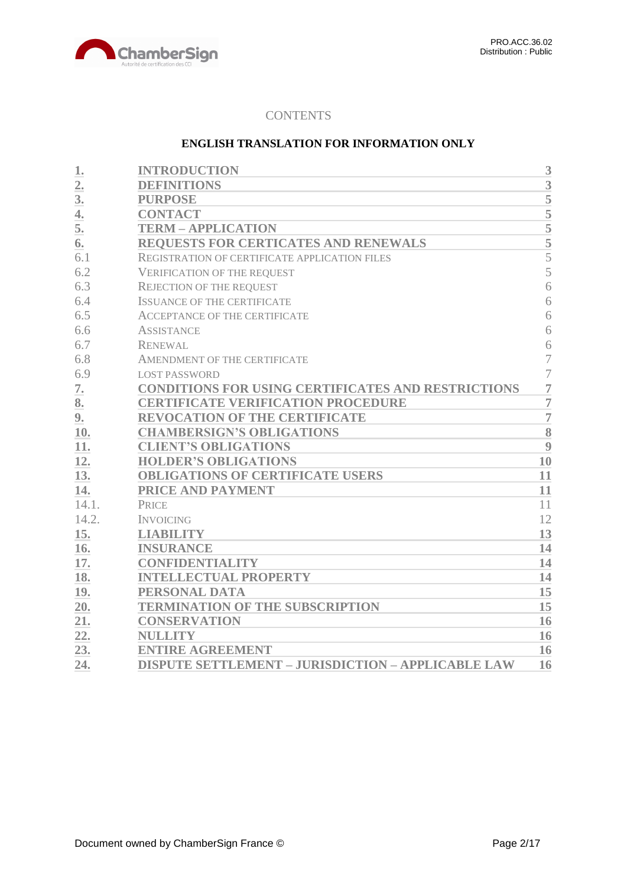CONTENTS

**ENGLISH TRANSLATION FOR INFORMATION ONLY**

| | | |
|---|---|---|
| **1.** | **INTRODUCTION** | **3** |
| **2.** | **DEFINITIONS** | **3** |
| **3.** | **PURPOSE** | **5** |
| **4.** | **CONTACT** | **5** |
| **5.** | **TERM – APPLICATION** | **5** |
| **6.** | **REQUESTS FOR CERTICATES AND RENEWALS** | **5** |
| 6.1 | REGISTRATION OF CERTIFICATE APPLICATION FILES | 5 |
| 6.2 | VERIFICATION OF THE REQUEST | 5 |
| 6.3 | REJECTION OF THE REQUEST | 6 |
| 6.4 | ISSUANCE OF THE CERTIFICATE | 6 |
| 6.5 | ACCEPTANCE OF THE CERTIFICATE | 6 |
| 6.6 | ASSISTANCE | 6 |
| 6.7 | RENEWAL | 6 |
| 6.8 | AMENDMENT OF THE CERTIFICATE | 7 |
| 6.9 | LOST PASSWORD | 7 |
| **7.** | **CONDITIONS FOR USING CERTIFICATES AND RESTRICTIONS** | **7** |
| **8.** | **CERTIFICATE VERIFICATION PROCEDURE** | **7** |
| **9.** | **REVOCATION OF THE CERTIFICATE** | **7** |
| **10.** | **CHAMBERSIGN'S OBLIGATIONS** | **8** |
| **11.** | **CLIENT'S OBLIGATIONS** | **9** |
| **12.** | **HOLDER'S OBLIGATIONS** | **10** |
| **13.** | **OBLIGATIONS OF CERTIFICATE USERS** | **11** |
| **14.** | **PRICE AND PAYMENT** | **11** |
| 14.1. | PRICE | 11 |
| 14.2. | INVOICING | 12 |
| **15.** | **LIABILITY** | **13** |
| **16.** | **INSURANCE** | **14** |
| **17.** | **CONFIDENTIALITY** | **14** |
| **18.** | **INTELLECTUAL PROPERTY** | **14** |
| **19.** | **PERSONAL DATA** | **15** |
| **20.** | **TERMINATION OF THE SUBSCRIPTION** | **15** |
| **21.** | **CONSERVATION** | **16** |
| **22.** | **NULLITY** | **16** |
| **23.** | **ENTIRE AGREEMENT** | **16** |
| **24.** | **DISPUTE SETTLEMENT – JURISDICTION – APPLICABLE LAW** | **16** |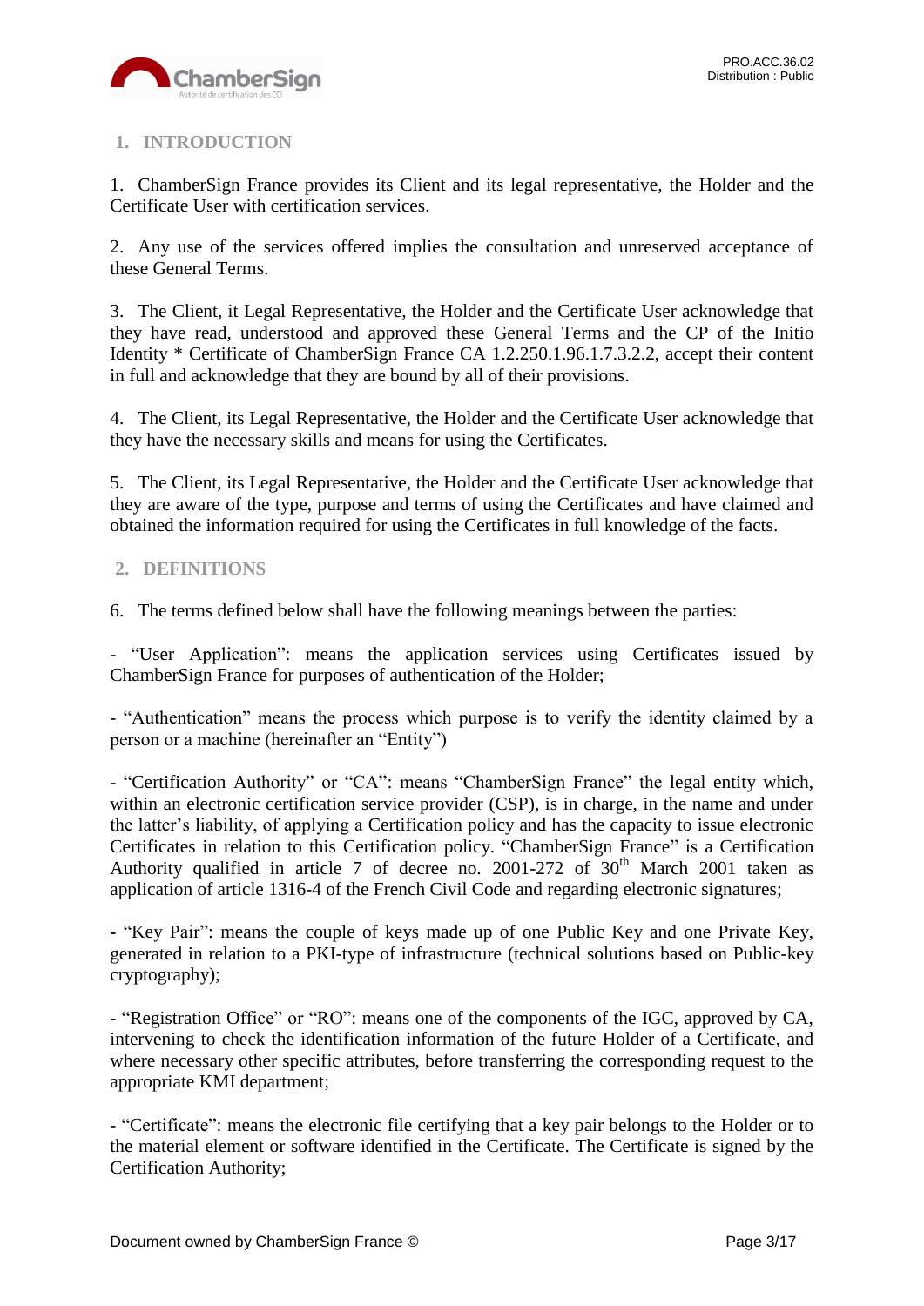## 1. INTRODUCTION

1. ChamberSign France provides its Client and its legal representative, the Holder and the Certificate User with certification services.

2. Any use of the services offered implies the consultation and unreserved acceptance of these General Terms.

3. The Client, it Legal Representative, the Holder and the Certificate User acknowledge that they have read, understood and approved these General Terms and the CP of the Initio Identity * Certificate of ChamberSign France CA 1.2.250.1.96.1.7.3.2.2, accept their content in full and acknowledge that they are bound by all of their provisions.

4. The Client, its Legal Representative, the Holder and the Certificate User acknowledge that they have the necessary skills and means for using the Certificates.

5. The Client, its Legal Representative, the Holder and the Certificate User acknowledge that they are aware of the type, purpose and terms of using the Certificates and have claimed and obtained the information required for using the Certificates in full knowledge of the facts.

## 2. DEFINITIONS

6. The terms defined below shall have the following meanings between the parties:

- "User Application": means the application services using Certificates issued by ChamberSign France for purposes of authentication of the Holder;

- "Authentication" means the process which purpose is to verify the identity claimed by a person or a machine (hereinafter an "Entity")

- "Certification Authority" or "CA": means "ChamberSign France" the legal entity which, within an electronic certification service provider (CSP), is in charge, in the name and under the latter's liability, of applying a Certification policy and has the capacity to issue electronic Certificates in relation to this Certification policy. "ChamberSign France" is a Certification Authority qualified in article 7 of decree no. 2001-272 of 30th March 2001 taken as application of article 1316-4 of the French Civil Code and regarding electronic signatures;

- "Key Pair": means the couple of keys made up of one Public Key and one Private Key, generated in relation to a PKI-type of infrastructure (technical solutions based on Public-key cryptography);

- "Registration Office" or "RO": means one of the components of the IGC, approved by CA, intervening to check the identification information of the future Holder of a Certificate, and where necessary other specific attributes, before transferring the corresponding request to the appropriate KMI department;

- "Certificate": means the electronic file certifying that a key pair belongs to the Holder or to the material element or software identified in the Certificate. The Certificate is signed by the Certification Authority;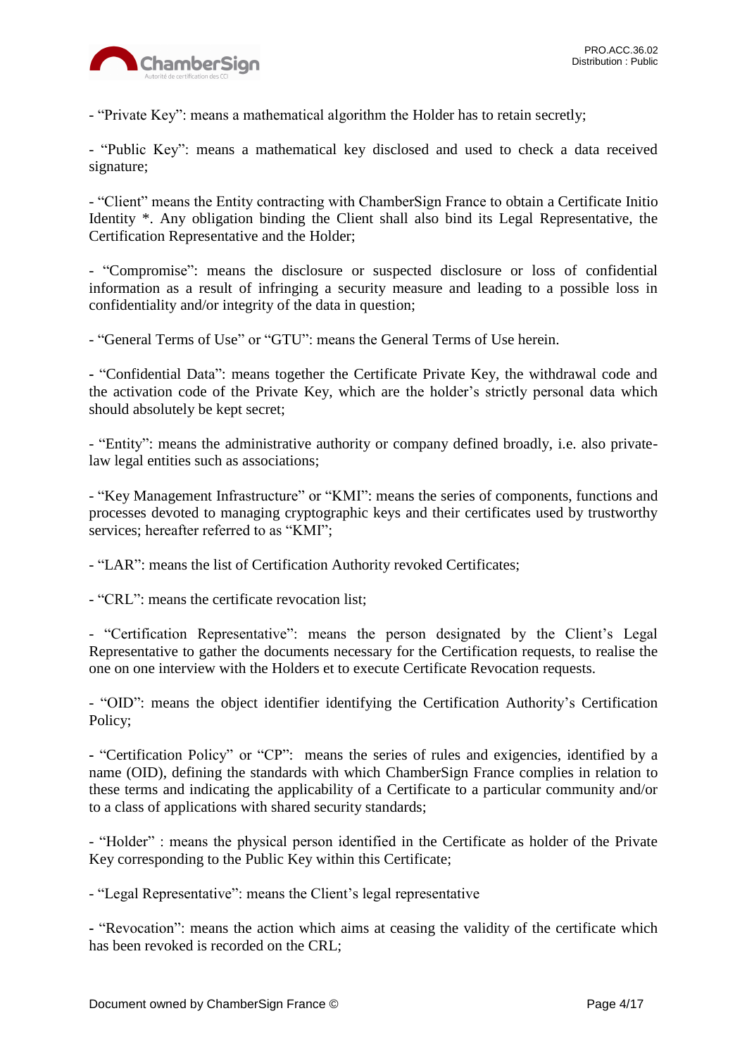- “Private Key”: means a mathematical algorithm the Holder has to retain secretly;

- “Public Key”: means a mathematical key disclosed and used to check a data received signature;

- “Client” means the Entity contracting with ChamberSign France to obtain a Certificate Initio Identity *. Any obligation binding the Client shall also bind its Legal Representative, the Certification Representative and the Holder;

- “Compromise”: means the disclosure or suspected disclosure or loss of confidential information as a result of infringing a security measure and leading to a possible loss in confidentiality and/or integrity of the data in question;

- “General Terms of Use” or “GTU”: means the General Terms of Use herein.

- “Confidential Data”: means together the Certificate Private Key, the withdrawal code and the activation code of the Private Key, which are the holder’s strictly personal data which should absolutely be kept secret;

- “Entity”: means the administrative authority or company defined broadly, i.e. also private-law legal entities such as associations;

- “Key Management Infrastructure” or “KMI”: means the series of components, functions and processes devoted to managing cryptographic keys and their certificates used by trustworthy services; hereafter referred to as “KMI”;

- “LAR”: means the list of Certification Authority revoked Certificates;

- “CRL”: means the certificate revocation list;

- “Certification Representative”: means the person designated by the Client’s Legal Representative to gather the documents necessary for the Certification requests, to realise the one on one interview with the Holders et to execute Certificate Revocation requests.

- “OID”: means the object identifier identifying the Certification Authority’s Certification Policy;

- “Certification Policy” or “CP”: means the series of rules and exigencies, identified by a name (OID), defining the standards with which ChamberSign France complies in relation to these terms and indicating the applicability of a Certificate to a particular community and/or to a class of applications with shared security standards;

- “Holder” : means the physical person identified in the Certificate as holder of the Private Key corresponding to the Public Key within this Certificate;

- “Legal Representative”: means the Client’s legal representative

- “Revocation”: means the action which aims at ceasing the validity of the certificate which has been revoked is recorded on the CRL;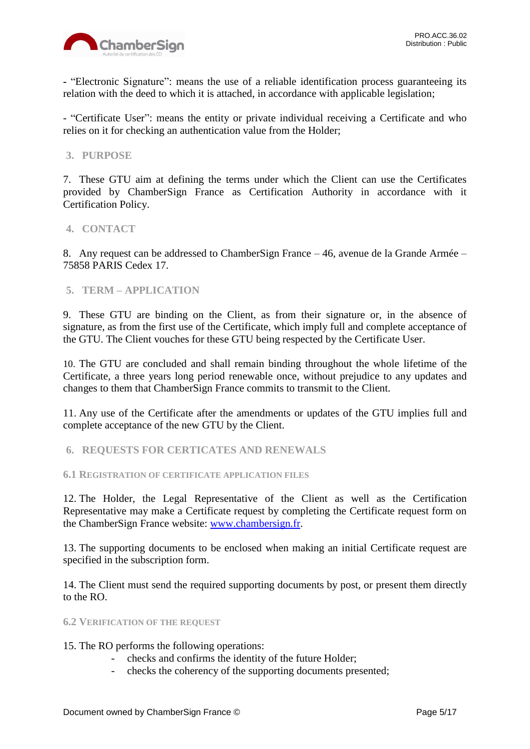- “Electronic Signature”: means the use of a reliable identification process guaranteeing its relation with the deed to which it is attached, in accordance with applicable legislation;

- “Certificate User”: means the entity or private individual receiving a Certificate and who relies on it for checking an authentication value from the Holder;

## 3. PURPOSE

7. These GTU aim at defining the terms under which the Client can use the Certificates provided by ChamberSign France as Certification Authority in accordance with it Certification Policy.

## 4. CONTACT

8. Any request can be addressed to ChamberSign France – 46, avenue de la Grande Armée – 75858 PARIS Cedex 17.

## 5. TERM – APPLICATION

9. These GTU are binding on the Client, as from their signature or, in the absence of signature, as from the first use of the Certificate, which imply full and complete acceptance of the GTU. The Client vouches for these GTU being respected by the Certificate User.

10. The GTU are concluded and shall remain binding throughout the whole lifetime of the Certificate, a three years long period renewable once, without prejudice to any updates and changes to them that ChamberSign France commits to transmit to the Client.

11. Any use of the Certificate after the amendments or updates of the GTU implies full and complete acceptance of the new GTU by the Client.

## 6. REQUESTS FOR CERTICATES AND RENEWALS

### 6.1 Registration of certificate application files

12. The Holder, the Legal Representative of the Client as well as the Certification Representative may make a Certificate request by completing the Certificate request form on the ChamberSign France website: [www.chambersign.fr](www.chambersign.fr).

13. The supporting documents to be enclosed when making an initial Certificate request are specified in the subscription form.

14. The Client must send the required supporting documents by post, or present them directly to the RO.

### 6.2 Verification of the request

15. The RO performs the following operations:
- checks and confirms the identity of the future Holder;
- checks the coherency of the supporting documents presented;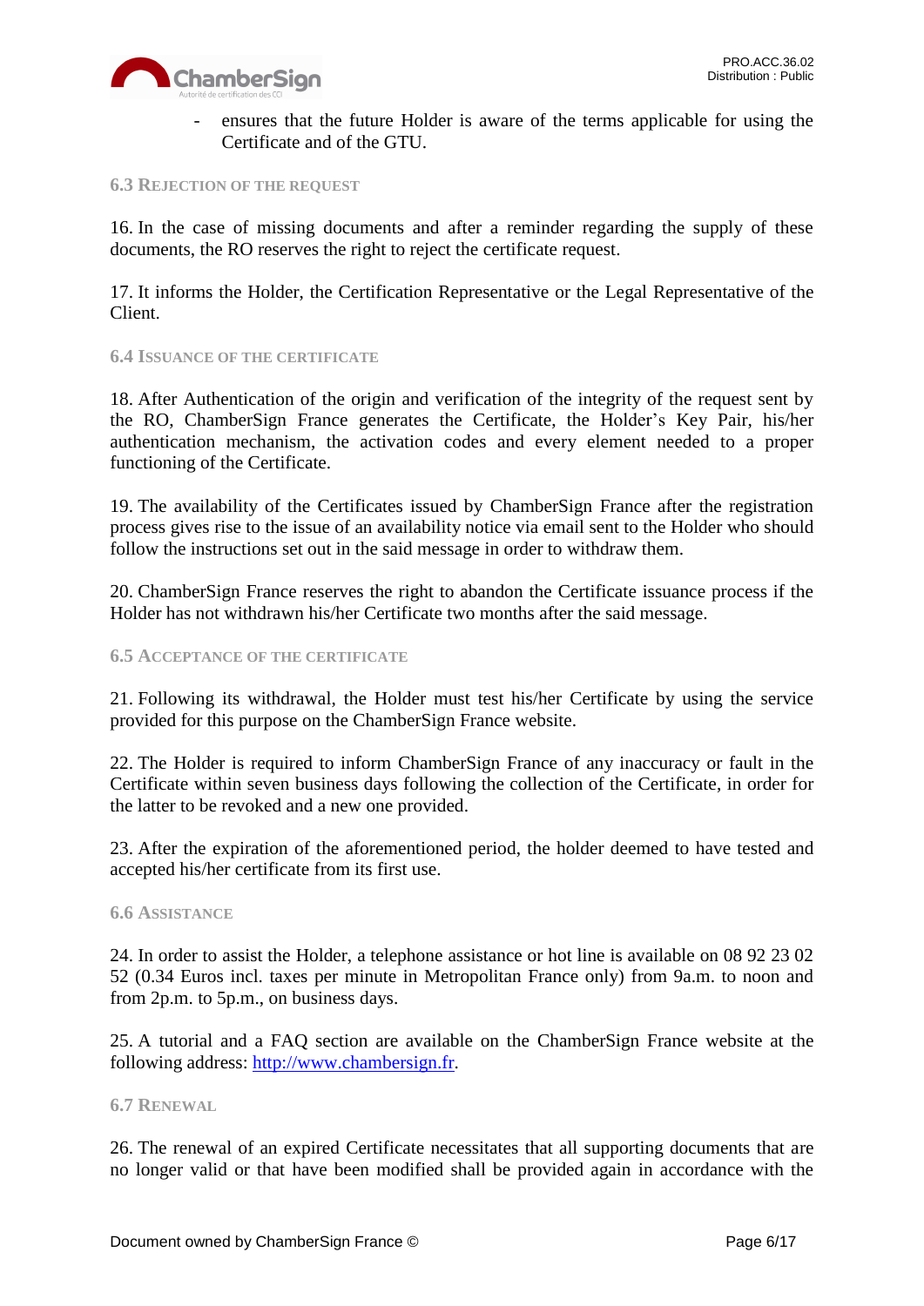- ensures that the future Holder is aware of the terms applicable for using the Certificate and of the GTU.

### 6.3 Rejection of the request

16. In the case of missing documents and after a reminder regarding the supply of these documents, the RO reserves the right to reject the certificate request.

17. It informs the Holder, the Certification Representative or the Legal Representative of the Client.

### 6.4 Issuance of the certificate

18. After Authentication of the origin and verification of the integrity of the request sent by the RO, ChamberSign France generates the Certificate, the Holder's Key Pair, his/her authentication mechanism, the activation codes and every element needed to a proper functioning of the Certificate.

19. The availability of the Certificates issued by ChamberSign France after the registration process gives rise to the issue of an availability notice via email sent to the Holder who should follow the instructions set out in the said message in order to withdraw them.

20. ChamberSign France reserves the right to abandon the Certificate issuance process if the Holder has not withdrawn his/her Certificate two months after the said message.

### 6.5 Acceptance of the certificate

21. Following its withdrawal, the Holder must test his/her Certificate by using the service provided for this purpose on the ChamberSign France website.

22. The Holder is required to inform ChamberSign France of any inaccuracy or fault in the Certificate within seven business days following the collection of the Certificate, in order for the latter to be revoked and a new one provided.

23. After the expiration of the aforementioned period, the holder deemed to have tested and accepted his/her certificate from its first use.

### 6.6 Assistance

24. In order to assist the Holder, a telephone assistance or hot line is available on 08 92 23 02 52 (0.34 Euros incl. taxes per minute in Metropolitan France only) from 9a.m. to noon and from 2p.m. to 5p.m., on business days.

25. A tutorial and a FAQ section are available on the ChamberSign France website at the following address: [http://www.chambersign.fr](http://www.chambersign.fr).

### 6.7 Renewal

26. The renewal of an expired Certificate necessitates that all supporting documents that are no longer valid or that have been modified shall be provided again in accordance with the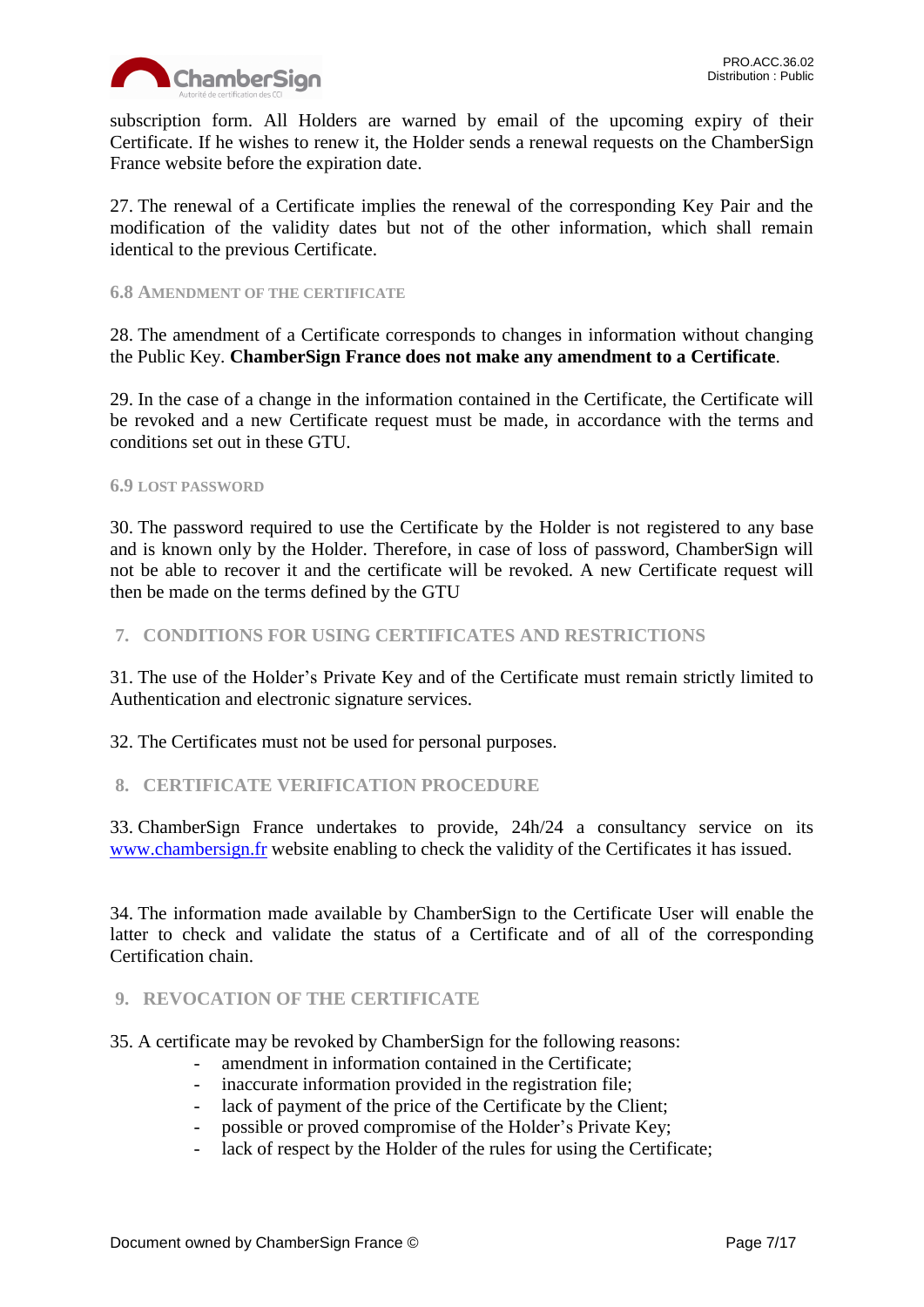subscription form. All Holders are warned by email of the upcoming expiry of their Certificate. If he wishes to renew it, the Holder sends a renewal requests on the ChamberSign France website before the expiration date.

27. The renewal of a Certificate implies the renewal of the corresponding Key Pair and the modification of the validity dates but not of the other information, which shall remain identical to the previous Certificate.

### 6.8 AMENDMENT OF THE CERTIFICATE

28. The amendment of a Certificate corresponds to changes in information without changing the Public Key. **ChamberSign France does not make any amendment to a Certificate**.

29. In the case of a change in the information contained in the Certificate, the Certificate will be revoked and a new Certificate request must be made, in accordance with the terms and conditions set out in these GTU.

### 6.9 LOST PASSWORD

30. The password required to use the Certificate by the Holder is not registered to any base and is known only by the Holder. Therefore, in case of loss of password, ChamberSign will not be able to recover it and the certificate will be revoked. A new Certificate request will then be made on the terms defined by the GTU

## 7. CONDITIONS FOR USING CERTIFICATES AND RESTRICTIONS

31. The use of the Holder's Private Key and of the Certificate must remain strictly limited to Authentication and electronic signature services.

32. The Certificates must not be used for personal purposes.

## 8. CERTIFICATE VERIFICATION PROCEDURE

33. ChamberSign France undertakes to provide, 24h/24 a consultancy service on its [www.chambersign.fr](http://www.chambersign.fr) website enabling to check the validity of the Certificates it has issued.

34. The information made available by ChamberSign to the Certificate User will enable the latter to check and validate the status of a Certificate and of all of the corresponding Certification chain.

## 9. REVOCATION OF THE CERTIFICATE

35. A certificate may be revoked by ChamberSign for the following reasons:

- amendment in information contained in the Certificate;
- inaccurate information provided in the registration file;
- lack of payment of the price of the Certificate by the Client;
- possible or proved compromise of the Holder's Private Key;
- lack of respect by the Holder of the rules for using the Certificate;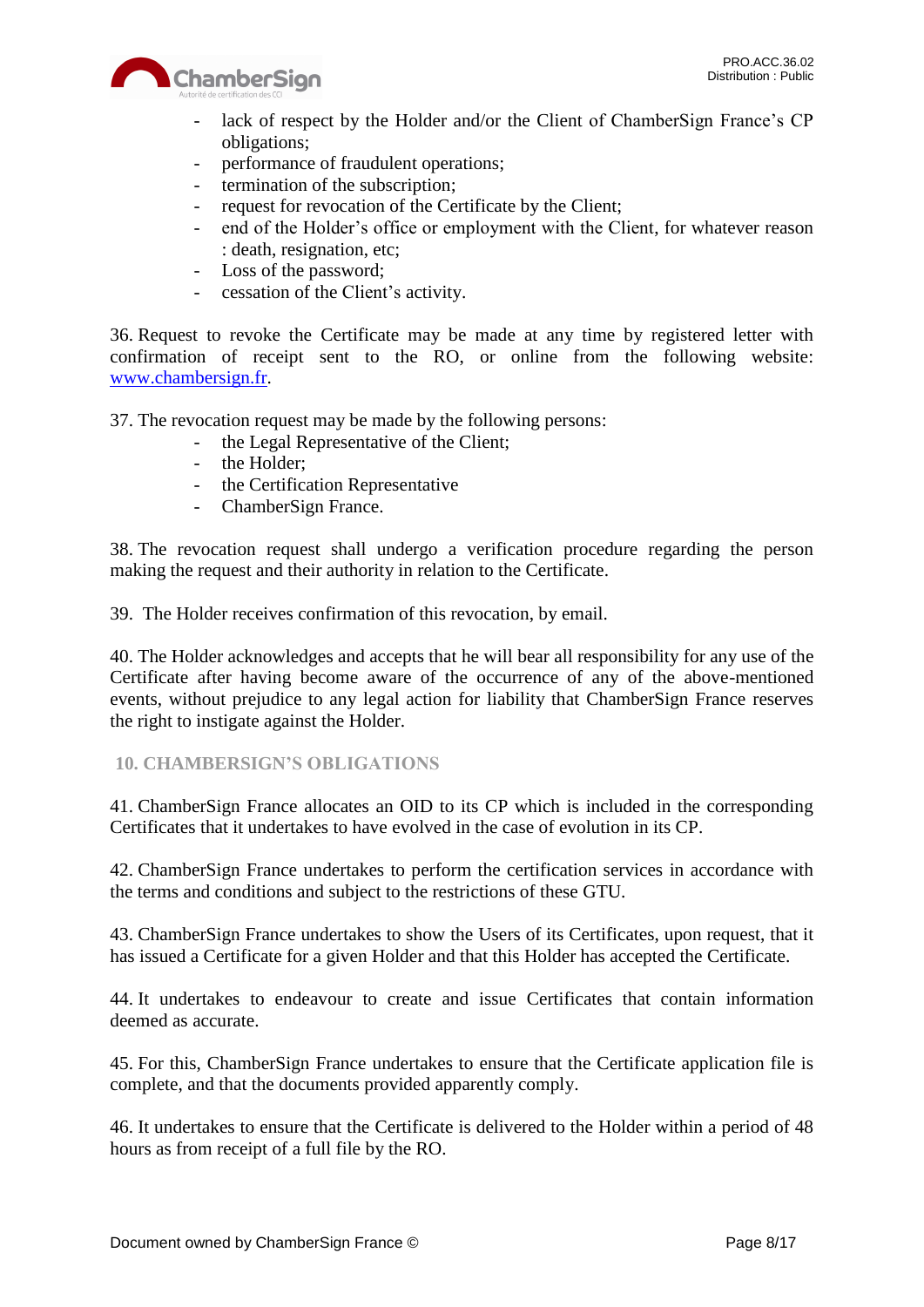- lack of respect by the Holder and/or the Client of ChamberSign France's CP obligations;
- performance of fraudulent operations;
- termination of the subscription;
- request for revocation of the Certificate by the Client;
- end of the Holder's office or employment with the Client, for whatever reason : death, resignation, etc;
- Loss of the password;
- cessation of the Client's activity.

36. Request to revoke the Certificate may be made at any time by registered letter with confirmation of receipt sent to the RO, or online from the following website: [www.chambersign.fr](http://www.chambersign.fr).

37. The revocation request may be made by the following persons:
- the Legal Representative of the Client;
- the Holder;
- the Certification Representative
- ChamberSign France.

38. The revocation request shall undergo a verification procedure regarding the person making the request and their authority in relation to the Certificate.

39. The Holder receives confirmation of this revocation, by email.

40. The Holder acknowledges and accepts that he will bear all responsibility for any use of the Certificate after having become aware of the occurrence of any of the above-mentioned events, without prejudice to any legal action for liability that ChamberSign France reserves the right to instigate against the Holder.

## 10. CHAMBERSIGN'S OBLIGATIONS

41. ChamberSign France allocates an OID to its CP which is included in the corresponding Certificates that it undertakes to have evolved in the case of evolution in its CP.

42. ChamberSign France undertakes to perform the certification services in accordance with the terms and conditions and subject to the restrictions of these GTU.

43. ChamberSign France undertakes to show the Users of its Certificates, upon request, that it has issued a Certificate for a given Holder and that this Holder has accepted the Certificate.

44. It undertakes to endeavour to create and issue Certificates that contain information deemed as accurate.

45. For this, ChamberSign France undertakes to ensure that the Certificate application file is complete, and that the documents provided apparently comply.

46. It undertakes to ensure that the Certificate is delivered to the Holder within a period of 48 hours as from receipt of a full file by the RO.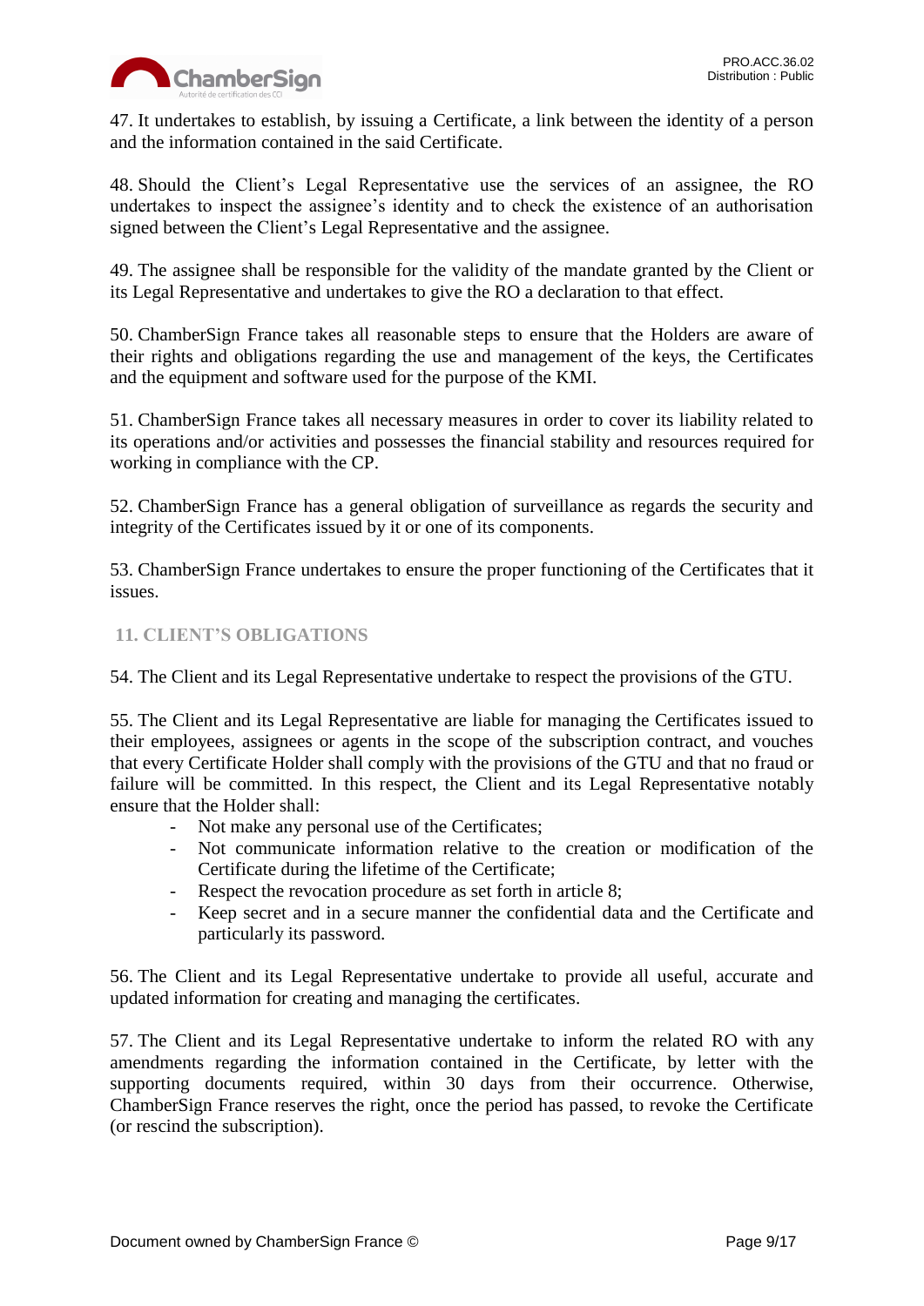47. It undertakes to establish, by issuing a Certificate, a link between the identity of a person and the information contained in the said Certificate.

48. Should the Client's Legal Representative use the services of an assignee, the RO undertakes to inspect the assignee's identity and to check the existence of an authorisation signed between the Client's Legal Representative and the assignee.

49. The assignee shall be responsible for the validity of the mandate granted by the Client or its Legal Representative and undertakes to give the RO a declaration to that effect.

50. ChamberSign France takes all reasonable steps to ensure that the Holders are aware of their rights and obligations regarding the use and management of the keys, the Certificates and the equipment and software used for the purpose of the KMI.

51. ChamberSign France takes all necessary measures in order to cover its liability related to its operations and/or activities and possesses the financial stability and resources required for working in compliance with the CP.

52. ChamberSign France has a general obligation of surveillance as regards the security and integrity of the Certificates issued by it or one of its components.

53. ChamberSign France undertakes to ensure the proper functioning of the Certificates that it issues.

## 11. CLIENT'S OBLIGATIONS

54. The Client and its Legal Representative undertake to respect the provisions of the GTU.

55. The Client and its Legal Representative are liable for managing the Certificates issued to their employees, assignees or agents in the scope of the subscription contract, and vouches that every Certificate Holder shall comply with the provisions of the GTU and that no fraud or failure will be committed. In this respect, the Client and its Legal Representative notably ensure that the Holder shall:

- Not make any personal use of the Certificates;
- Not communicate information relative to the creation or modification of the Certificate during the lifetime of the Certificate;
- Respect the revocation procedure as set forth in article 8;
- Keep secret and in a secure manner the confidential data and the Certificate and particularly its password.

56. The Client and its Legal Representative undertake to provide all useful, accurate and updated information for creating and managing the certificates.

57. The Client and its Legal Representative undertake to inform the related RO with any amendments regarding the information contained in the Certificate, by letter with the supporting documents required, within 30 days from their occurrence. Otherwise, ChamberSign France reserves the right, once the period has passed, to revoke the Certificate (or rescind the subscription).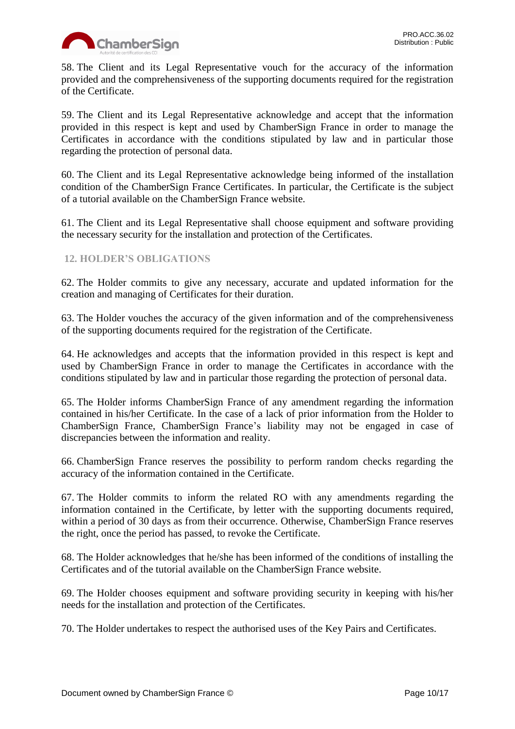58. The Client and its Legal Representative vouch for the accuracy of the information provided and the comprehensiveness of the supporting documents required for the registration of the Certificate.

59. The Client and its Legal Representative acknowledge and accept that the information provided in this respect is kept and used by ChamberSign France in order to manage the Certificates in accordance with the conditions stipulated by law and in particular those regarding the protection of personal data.

60. The Client and its Legal Representative acknowledge being informed of the installation condition of the ChamberSign France Certificates. In particular, the Certificate is the subject of a tutorial available on the ChamberSign France website.

61. The Client and its Legal Representative shall choose equipment and software providing the necessary security for the installation and protection of the Certificates.

## 12. HOLDER'S OBLIGATIONS

62. The Holder commits to give any necessary, accurate and updated information for the creation and managing of Certificates for their duration.

63. The Holder vouches the accuracy of the given information and of the comprehensiveness of the supporting documents required for the registration of the Certificate.

64. He acknowledges and accepts that the information provided in this respect is kept and used by ChamberSign France in order to manage the Certificates in accordance with the conditions stipulated by law and in particular those regarding the protection of personal data.

65. The Holder informs ChamberSign France of any amendment regarding the information contained in his/her Certificate. In the case of a lack of prior information from the Holder to ChamberSign France, ChamberSign France's liability may not be engaged in case of discrepancies between the information and reality.

66. ChamberSign France reserves the possibility to perform random checks regarding the accuracy of the information contained in the Certificate.

67. The Holder commits to inform the related RO with any amendments regarding the information contained in the Certificate, by letter with the supporting documents required, within a period of 30 days as from their occurrence. Otherwise, ChamberSign France reserves the right, once the period has passed, to revoke the Certificate.

68. The Holder acknowledges that he/she has been informed of the conditions of installing the Certificates and of the tutorial available on the ChamberSign France website.

69. The Holder chooses equipment and software providing security in keeping with his/her needs for the installation and protection of the Certificates.

70. The Holder undertakes to respect the authorised uses of the Key Pairs and Certificates.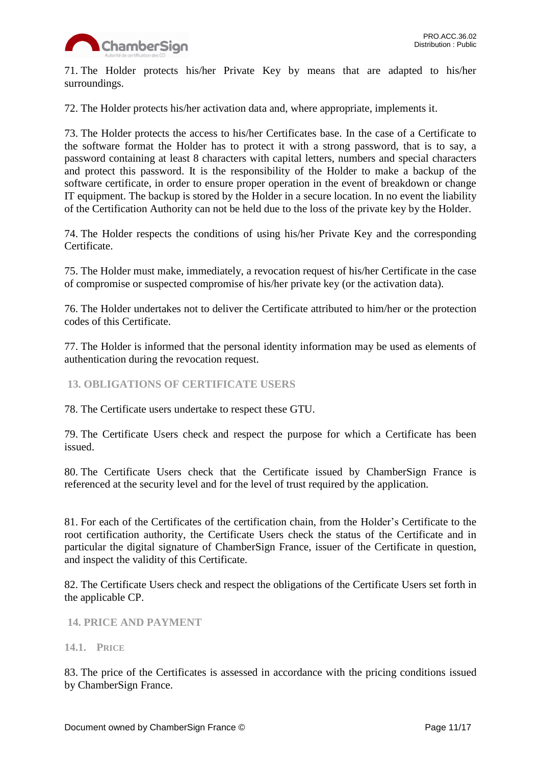71. The Holder protects his/her Private Key by means that are adapted to his/her surroundings.

72. The Holder protects his/her activation data and, where appropriate, implements it.

73. The Holder protects the access to his/her Certificates base. In the case of a Certificate to the software format the Holder has to protect it with a strong password, that is to say, a password containing at least 8 characters with capital letters, numbers and special characters and protect this password. It is the responsibility of the Holder to make a backup of the software certificate, in order to ensure proper operation in the event of breakdown or change IT equipment. The backup is stored by the Holder in a secure location. In no event the liability of the Certification Authority can not be held due to the loss of the private key by the Holder.

74. The Holder respects the conditions of using his/her Private Key and the corresponding Certificate.

75. The Holder must make, immediately, a revocation request of his/her Certificate in the case of compromise or suspected compromise of his/her private key (or the activation data).

76. The Holder undertakes not to deliver the Certificate attributed to him/her or the protection codes of this Certificate.

77. The Holder is informed that the personal identity information may be used as elements of authentication during the revocation request.

## 13. OBLIGATIONS OF CERTIFICATE USERS

78. The Certificate users undertake to respect these GTU.

79. The Certificate Users check and respect the purpose for which a Certificate has been issued.

80. The Certificate Users check that the Certificate issued by ChamberSign France is referenced at the security level and for the level of trust required by the application.

81. For each of the Certificates of the certification chain, from the Holder's Certificate to the root certification authority, the Certificate Users check the status of the Certificate and in particular the digital signature of ChamberSign France, issuer of the Certificate in question, and inspect the validity of this Certificate.

82. The Certificate Users check and respect the obligations of the Certificate Users set forth in the applicable CP.

## 14. PRICE AND PAYMENT

### 14.1. Price

83. The price of the Certificates is assessed in accordance with the pricing conditions issued by ChamberSign France.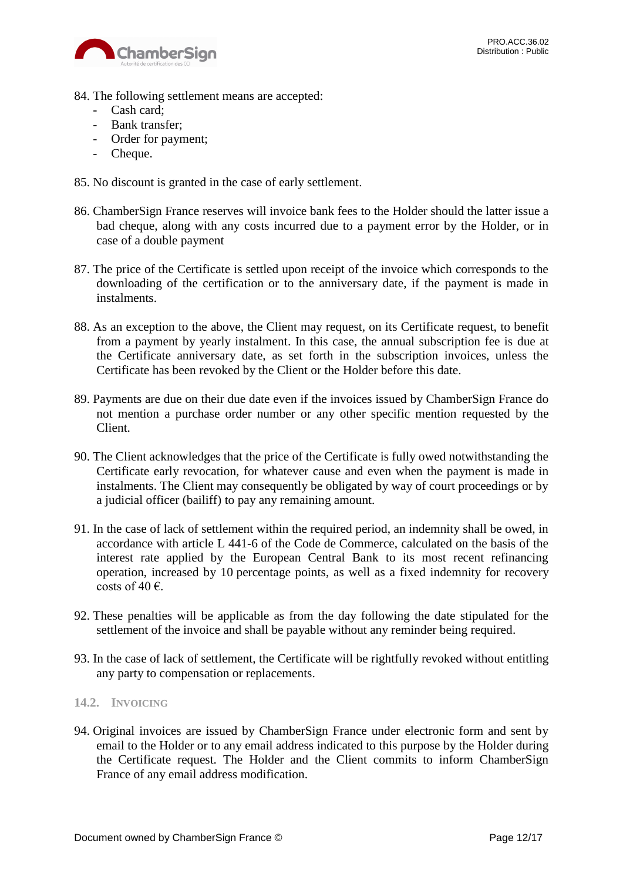84. The following settlement means are accepted:
    - Cash card;
    - Bank transfer;
    - Order for payment;
    - Cheque.

85. No discount is granted in the case of early settlement.

86. ChamberSign France reserves will invoice bank fees to the Holder should the latter issue a bad cheque, along with any costs incurred due to a payment error by the Holder, or in case of a double payment

87. The price of the Certificate is settled upon receipt of the invoice which corresponds to the downloading of the certification or to the anniversary date, if the payment is made in instalments.

88. As an exception to the above, the Client may request, on its Certificate request, to benefit from a payment by yearly instalment. In this case, the annual subscription fee is due at the Certificate anniversary date, as set forth in the subscription invoices, unless the Certificate has been revoked by the Client or the Holder before this date.

89. Payments are due on their due date even if the invoices issued by ChamberSign France do not mention a purchase order number or any other specific mention requested by the Client.

90. The Client acknowledges that the price of the Certificate is fully owed notwithstanding the Certificate early revocation, for whatever cause and even when the payment is made in instalments. The Client may consequently be obligated by way of court proceedings or by a judicial officer (bailiff) to pay any remaining amount.

91. In the case of lack of settlement within the required period, an indemnity shall be owed, in accordance with article L 441-6 of the Code de Commerce, calculated on the basis of the interest rate applied by the European Central Bank to its most recent refinancing operation, increased by 10 percentage points, as well as a fixed indemnity for recovery costs of 40 €.

92. These penalties will be applicable as from the day following the date stipulated for the settlement of the invoice and shall be payable without any reminder being required.

93. In the case of lack of settlement, the Certificate will be rightfully revoked without entitling any party to compensation or replacements.

### 14.2. Invoicing

94. Original invoices are issued by ChamberSign France under electronic form and sent by email to the Holder or to any email address indicated to this purpose by the Holder during the Certificate request. The Holder and the Client commits to inform ChamberSign France of any email address modification.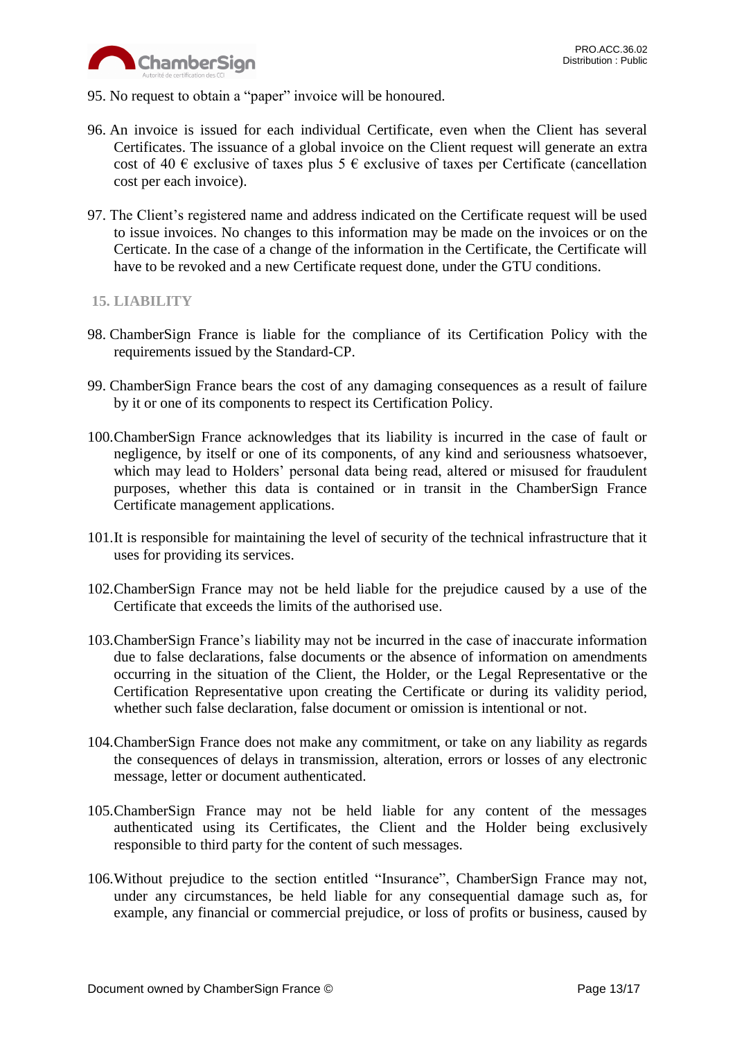95. No request to obtain a "paper" invoice will be honoured.

96. An invoice is issued for each individual Certificate, even when the Client has several Certificates. The issuance of a global invoice on the Client request will generate an extra cost of 40 € exclusive of taxes plus 5 € exclusive of taxes per Certificate (cancellation cost per each invoice).

97. The Client's registered name and address indicated on the Certificate request will be used to issue invoices. No changes to this information may be made on the invoices or on the Certicate. In the case of a change of the information in the Certificate, the Certificate will have to be revoked and a new Certificate request done, under the GTU conditions.

## 15. LIABILITY

98. ChamberSign France is liable for the compliance of its Certification Policy with the requirements issued by the Standard-CP.

99. ChamberSign France bears the cost of any damaging consequences as a result of failure by it or one of its components to respect its Certification Policy.

100. ChamberSign France acknowledges that its liability is incurred in the case of fault or negligence, by itself or one of its components, of any kind and seriousness whatsoever, which may lead to Holders' personal data being read, altered or misused for fraudulent purposes, whether this data is contained or in transit in the ChamberSign France Certificate management applications.

101. It is responsible for maintaining the level of security of the technical infrastructure that it uses for providing its services.

102. ChamberSign France may not be held liable for the prejudice caused by a use of the Certificate that exceeds the limits of the authorised use.

103. ChamberSign France's liability may not be incurred in the case of inaccurate information due to false declarations, false documents or the absence of information on amendments occurring in the situation of the Client, the Holder, or the Legal Representative or the Certification Representative upon creating the Certificate or during its validity period, whether such false declaration, false document or omission is intentional or not.

104. ChamberSign France does not make any commitment, or take on any liability as regards the consequences of delays in transmission, alteration, errors or losses of any electronic message, letter or document authenticated.

105. ChamberSign France may not be held liable for any content of the messages authenticated using its Certificates, the Client and the Holder being exclusively responsible to third party for the content of such messages.

106. Without prejudice to the section entitled "Insurance", ChamberSign France may not, under any circumstances, be held liable for any consequential damage such as, for example, any financial or commercial prejudice, or loss of profits or business, caused by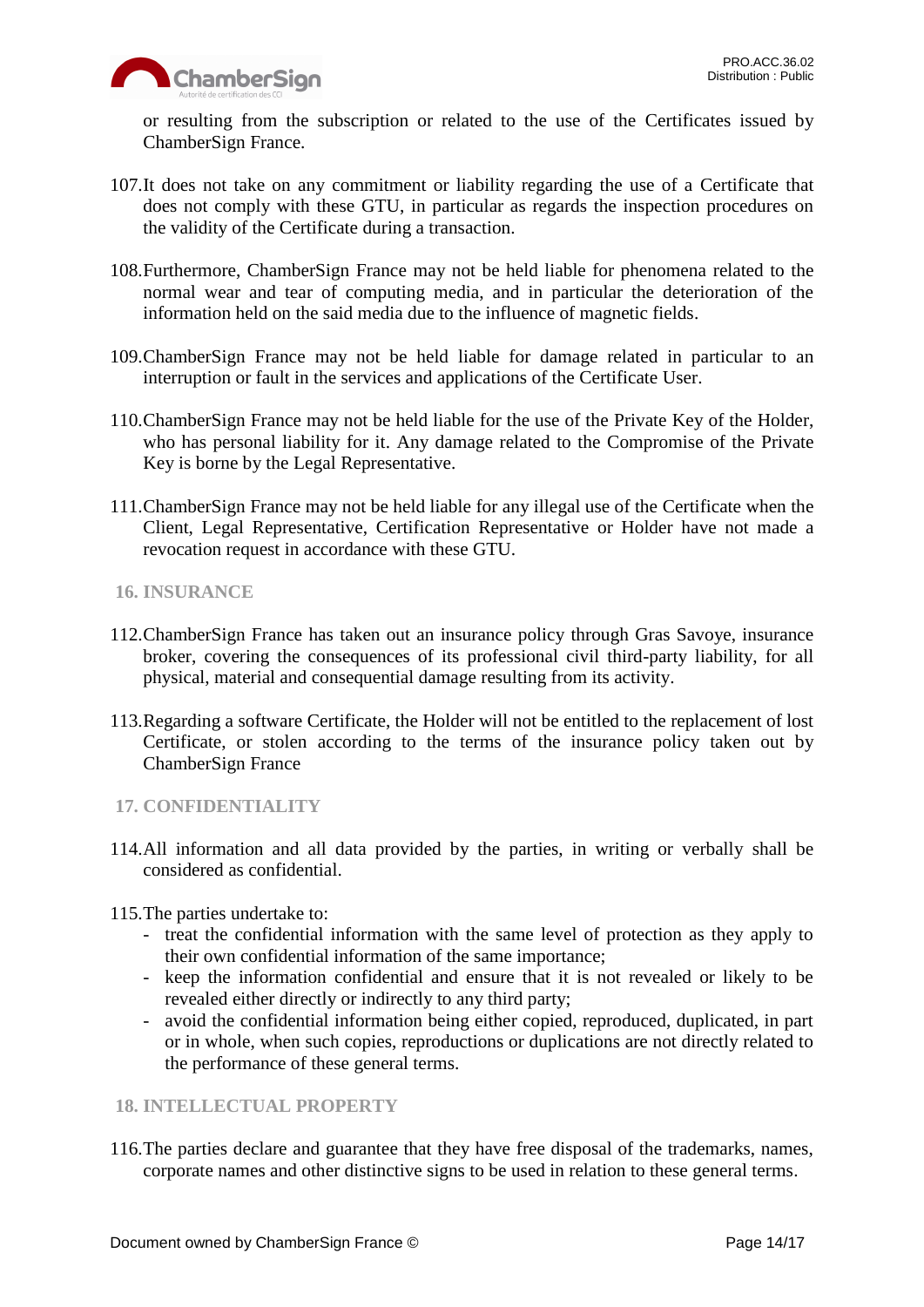or resulting from the subscription or related to the use of the Certificates issued by ChamberSign France.

107.It does not take on any commitment or liability regarding the use of a Certificate that does not comply with these GTU, in particular as regards the inspection procedures on the validity of the Certificate during a transaction.

108.Furthermore, ChamberSign France may not be held liable for phenomena related to the normal wear and tear of computing media, and in particular the deterioration of the information held on the said media due to the influence of magnetic fields.

109.ChamberSign France may not be held liable for damage related in particular to an interruption or fault in the services and applications of the Certificate User.

110.ChamberSign France may not be held liable for the use of the Private Key of the Holder, who has personal liability for it. Any damage related to the Compromise of the Private Key is borne by the Legal Representative.

111.ChamberSign France may not be held liable for any illegal use of the Certificate when the Client, Legal Representative, Certification Representative or Holder have not made a revocation request in accordance with these GTU.

## 16. INSURANCE

112.ChamberSign France has taken out an insurance policy through Gras Savoye, insurance broker, covering the consequences of its professional civil third-party liability, for all physical, material and consequential damage resulting from its activity.

113.Regarding a software Certificate, the Holder will not be entitled to the replacement of lost Certificate, or stolen according to the terms of the insurance policy taken out by ChamberSign France

## 17. CONFIDENTIALITY

114.All information and all data provided by the parties, in writing or verbally shall be considered as confidential.

115.The parties undertake to:

- treat the confidential information with the same level of protection as they apply to their own confidential information of the same importance;
- keep the information confidential and ensure that it is not revealed or likely to be revealed either directly or indirectly to any third party;
- avoid the confidential information being either copied, reproduced, duplicated, in part or in whole, when such copies, reproductions or duplications are not directly related to the performance of these general terms.

## 18. INTELLECTUAL PROPERTY

116.The parties declare and guarantee that they have free disposal of the trademarks, names, corporate names and other distinctive signs to be used in relation to these general terms.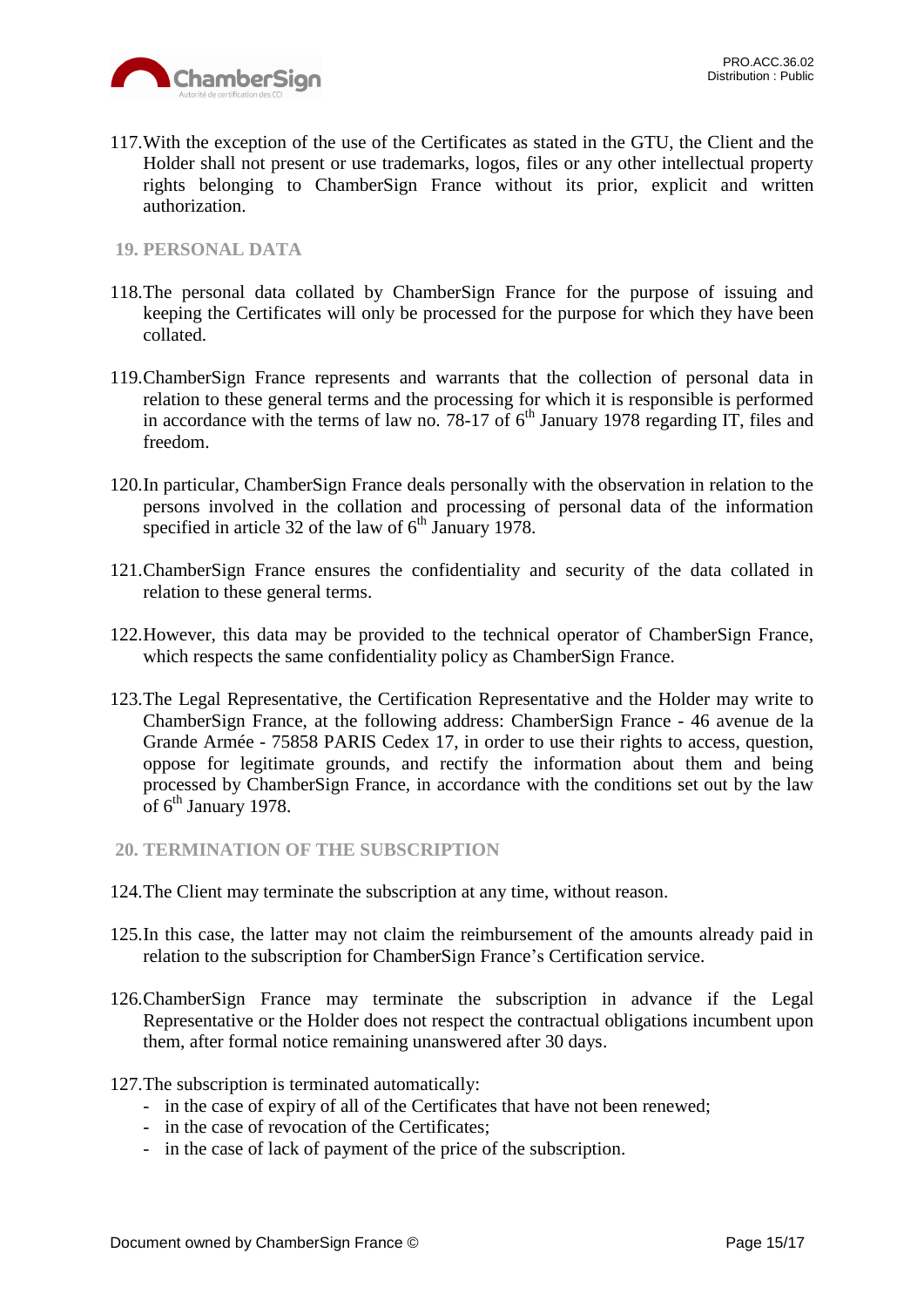117. With the exception of the use of the Certificates as stated in the GTU, the Client and the Holder shall not present or use trademarks, logos, files or any other intellectual property rights belonging to ChamberSign France without its prior, explicit and written authorization.

## 19. PERSONAL DATA

118. The personal data collated by ChamberSign France for the purpose of issuing and keeping the Certificates will only be processed for the purpose for which they have been collated.

119. ChamberSign France represents and warrants that the collection of personal data in relation to these general terms and the processing for which it is responsible is performed in accordance with the terms of law no. 78-17 of 6th January 1978 regarding IT, files and freedom.

120. In particular, ChamberSign France deals personally with the observation in relation to the persons involved in the collation and processing of personal data of the information specified in article 32 of the law of 6th January 1978.

121. ChamberSign France ensures the confidentiality and security of the data collated in relation to these general terms.

122. However, this data may be provided to the technical operator of ChamberSign France, which respects the same confidentiality policy as ChamberSign France.

123. The Legal Representative, the Certification Representative and the Holder may write to ChamberSign France, at the following address: ChamberSign France - 46 avenue de la Grande Armée - 75858 PARIS Cedex 17, in order to use their rights to access, question, oppose for legitimate grounds, and rectify the information about them and being processed by ChamberSign France, in accordance with the conditions set out by the law of 6th January 1978.

## 20. TERMINATION OF THE SUBSCRIPTION

124. The Client may terminate the subscription at any time, without reason.

125. In this case, the latter may not claim the reimbursement of the amounts already paid in relation to the subscription for ChamberSign France's Certification service.

126. ChamberSign France may terminate the subscription in advance if the Legal Representative or the Holder does not respect the contractual obligations incumbent upon them, after formal notice remaining unanswered after 30 days.

127. The subscription is terminated automatically:
- in the case of expiry of all of the Certificates that have not been renewed;
- in the case of revocation of the Certificates;
- in the case of lack of payment of the price of the subscription.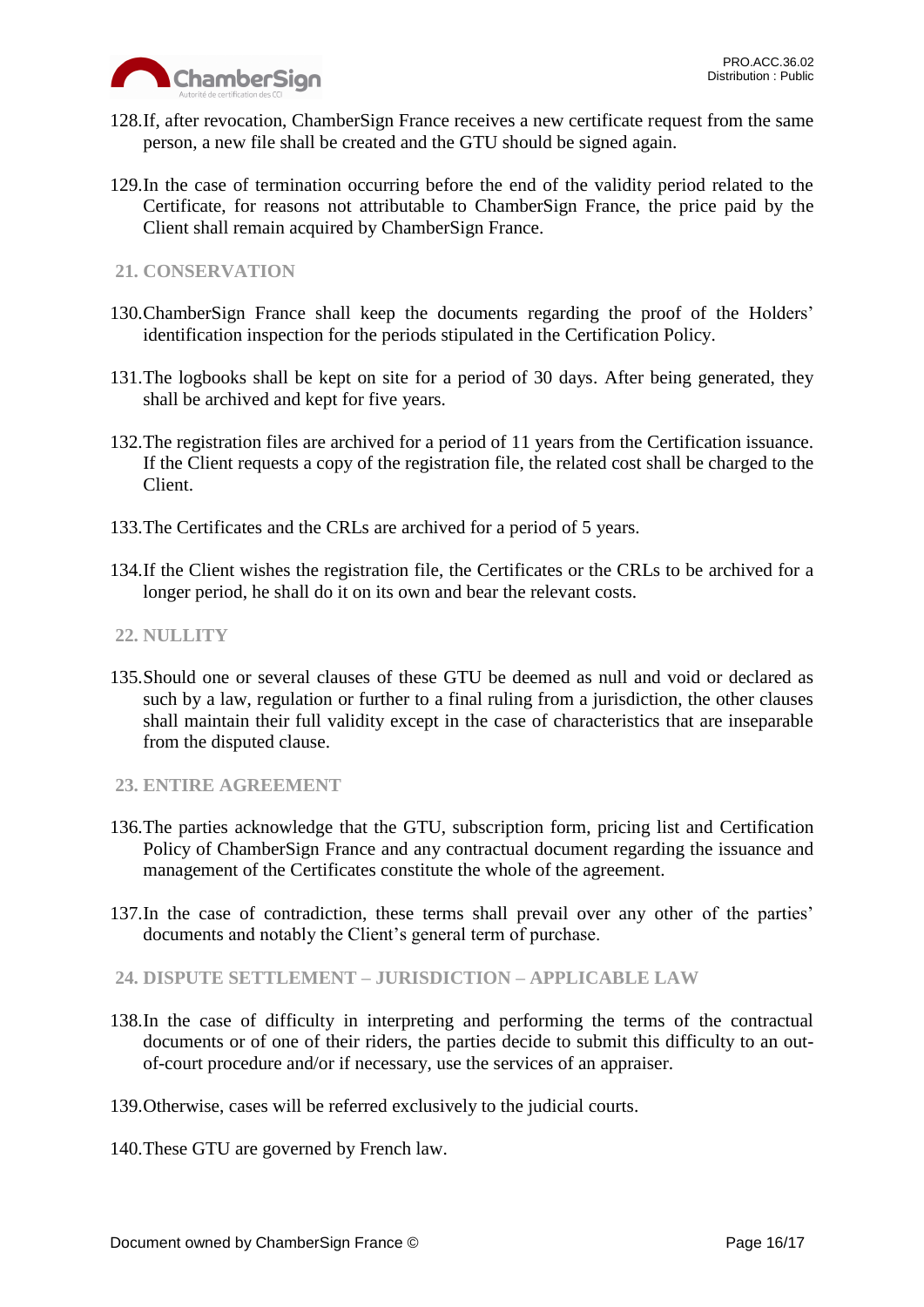128. If, after revocation, ChamberSign France receives a new certificate request from the same person, a new file shall be created and the GTU should be signed again.

129. In the case of termination occurring before the end of the validity period related to the Certificate, for reasons not attributable to ChamberSign France, the price paid by the Client shall remain acquired by ChamberSign France.

## 21. CONSERVATION

130. ChamberSign France shall keep the documents regarding the proof of the Holders' identification inspection for the periods stipulated in the Certification Policy.

131. The logbooks shall be kept on site for a period of 30 days. After being generated, they shall be archived and kept for five years.

132. The registration files are archived for a period of 11 years from the Certification issuance. If the Client requests a copy of the registration file, the related cost shall be charged to the Client.

133. The Certificates and the CRLs are archived for a period of 5 years.

134. If the Client wishes the registration file, the Certificates or the CRLs to be archived for a longer period, he shall do it on its own and bear the relevant costs.

## 22. NULLITY

135. Should one or several clauses of these GTU be deemed as null and void or declared as such by a law, regulation or further to a final ruling from a jurisdiction, the other clauses shall maintain their full validity except in the case of characteristics that are inseparable from the disputed clause.

## 23. ENTIRE AGREEMENT

136. The parties acknowledge that the GTU, subscription form, pricing list and Certification Policy of ChamberSign France and any contractual document regarding the issuance and management of the Certificates constitute the whole of the agreement.

137. In the case of contradiction, these terms shall prevail over any other of the parties' documents and notably the Client's general term of purchase.

## 24. DISPUTE SETTLEMENT – JURISDICTION – APPLICABLE LAW

138. In the case of difficulty in interpreting and performing the terms of the contractual documents or of one of their riders, the parties decide to submit this difficulty to an out-of-court procedure and/or if necessary, use the services of an appraiser.

139. Otherwise, cases will be referred exclusively to the judicial courts.

140. These GTU are governed by French law.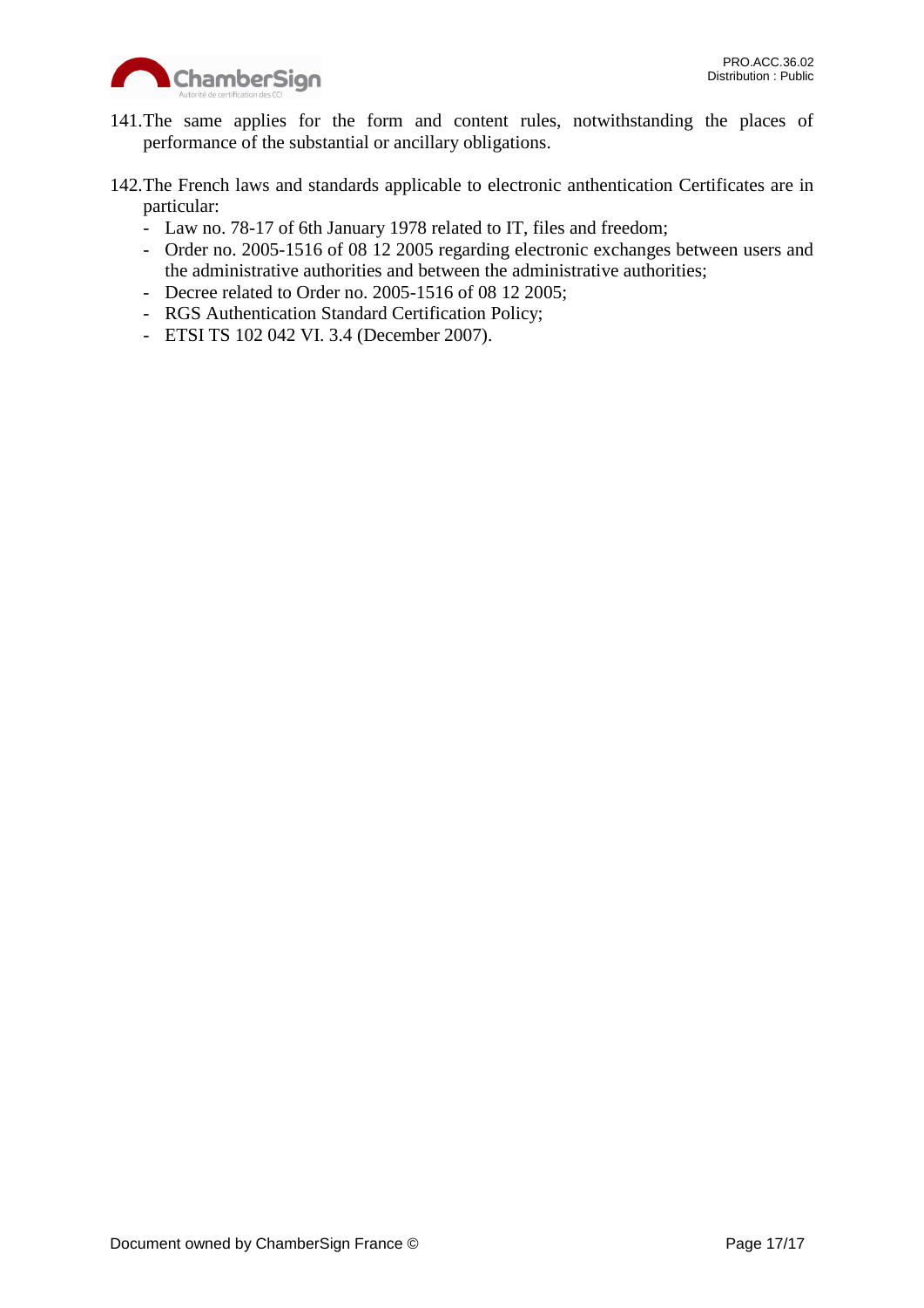141. The same applies for the form and content rules, notwithstanding the places of performance of the substantial or ancillary obligations.

142. The French laws and standards applicable to electronic anthentication Certificates are in particular:
   - Law no. 78-17 of 6th January 1978 related to IT, files and freedom;
   - Order no. 2005-1516 of 08 12 2005 regarding electronic exchanges between users and the administrative authorities and between the administrative authorities;
   - Decree related to Order no. 2005-1516 of 08 12 2005;
   - RGS Authentication Standard Certification Policy;
   - ETSI TS 102 042 VI. 3.4 (December 2007).